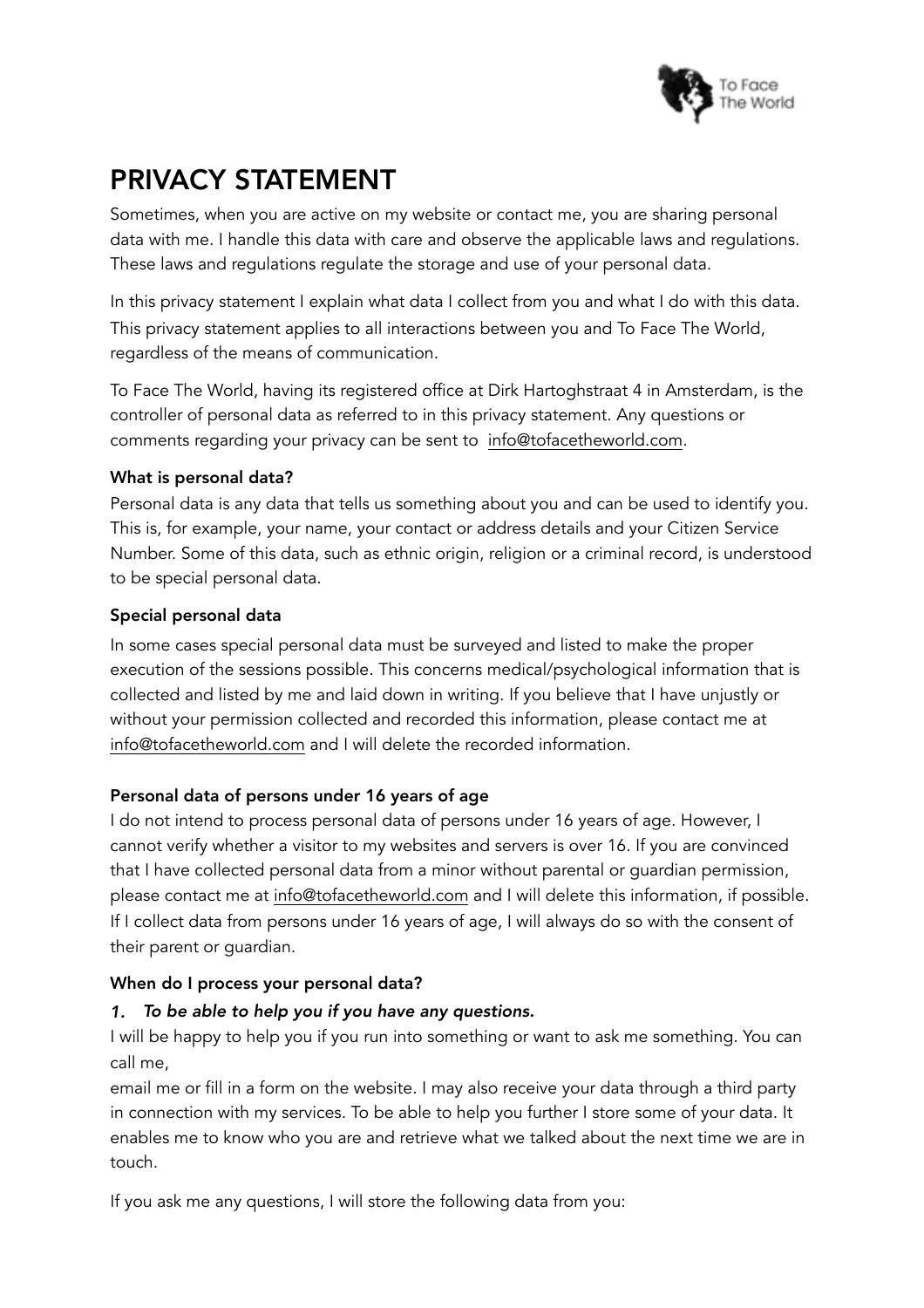# PRIVACY STATEMENT

Sometimes, when you are active on my website or contact me, you are sharing personal data with me. I handle this data with care and observe the applicable laws and regulations. These laws and regulations regulate the storage and use of your personal data.

In this privacy statement I explain what data I collect from you and what I do with this data. This privacy statement applies to all interactions between you and To Face The World, regardless of the means of communication.

To Face The World, having its registered office at Dirk Hartoghstraat 4 in Amsterdam, is the controller of personal data as referred to in this privacy statement. Any questions or comments regarding your privacy can be sent to info@tofacetheworld.com.

**What is personal data?**

Personal data is any data that tells us something about you and can be used to identify you. This is, for example, your name, your contact or address details and your Citizen Service Number. Some of this data, such as ethnic origin, religion or a criminal record, is understood to be special personal data.

**Special personal data**

In some cases special personal data must be surveyed and listed to make the proper execution of the sessions possible. This concerns medical/psychological information that is collected and listed by me and laid down in writing. If you believe that I have unjustly or without your permission collected and recorded this information, please contact me at info@tofacetheworld.com and I will delete the recorded information.

**Personal data of persons under 16 years of age**

I do not intend to process personal data of persons under 16 years of age. However, I cannot verify whether a visitor to my websites and servers is over 16. If you are convinced that I have collected personal data from a minor without parental or guardian permission, please contact me at info@tofacetheworld.com and I will delete this information, if possible. If I collect data from persons under 16 years of age, I will always do so with the consent of their parent or guardian.

**When do I process your personal data?**

1. ***To be able to help you if you have any questions.***

I will be happy to help you if you run into something or want to ask me something. You can call me,
email me or fill in a form on the website. I may also receive your data through a third party in connection with my services. To be able to help you further I store some of your data. It enables me to know who you are and retrieve what we talked about the next time we are in touch.

If you ask me any questions, I will store the following data from you: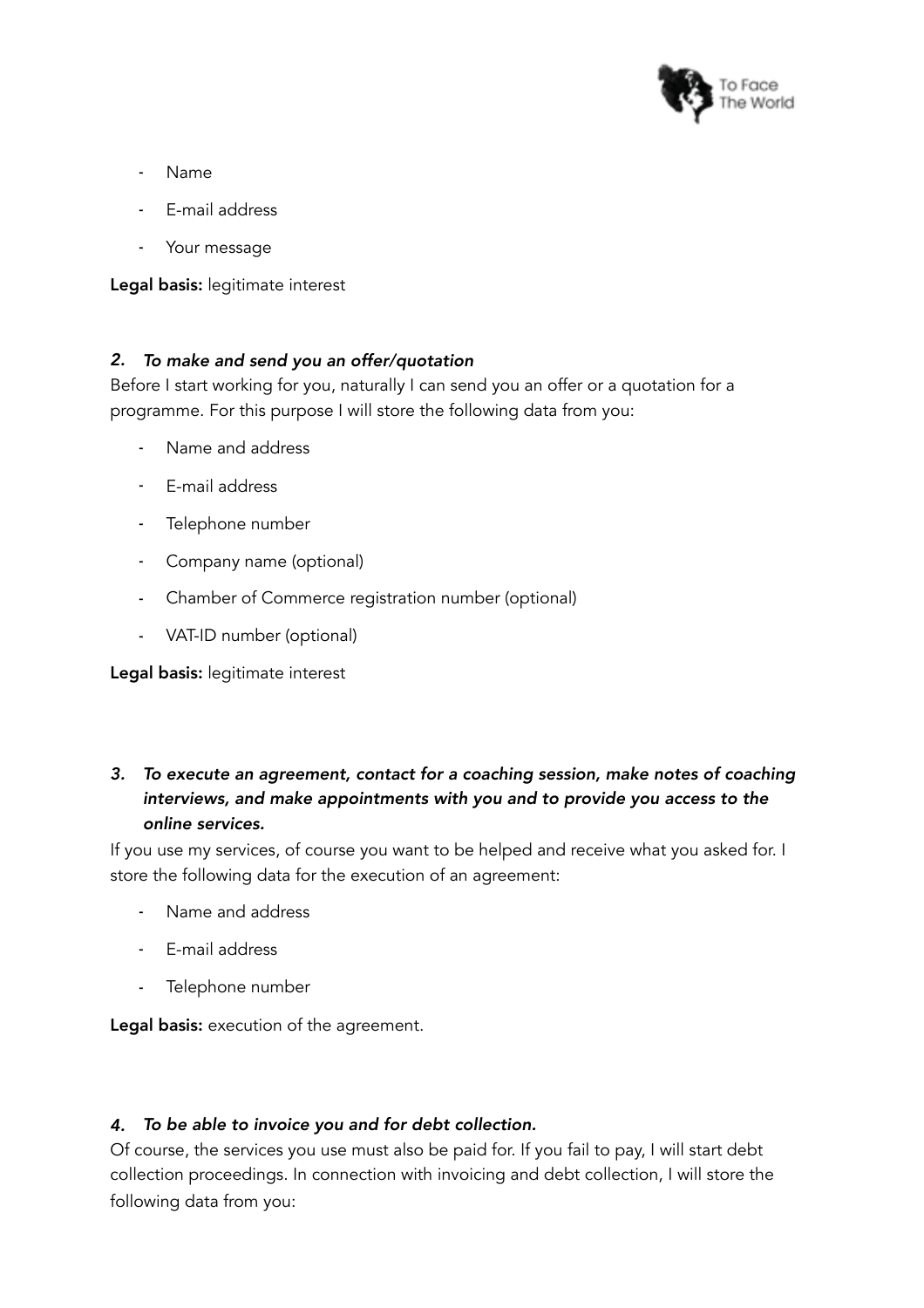- Name
- E-mail address
- Your message

**Legal basis:** legitimate interest

### *2. To make and send you an offer/quotation*

Before I start working for you, naturally I can send you an offer or a quotation for a programme. For this purpose I will store the following data from you:

- Name and address
- E-mail address
- Telephone number
- Company name (optional)
- Chamber of Commerce registration number (optional)
- VAT-ID number (optional)

**Legal basis:** legitimate interest

### *3. To execute an agreement, contact for a coaching session, make notes of coaching interviews, and make appointments with you and to provide you access to the online services.*

If you use my services, of course you want to be helped and receive what you asked for. I store the following data for the execution of an agreement:

- Name and address
- E-mail address
- Telephone number

**Legal basis:** execution of the agreement.

### *4. To be able to invoice you and for debt collection.*

Of course, the services you use must also be paid for. If you fail to pay, I will start debt collection proceedings. In connection with invoicing and debt collection, I will store the following data from you: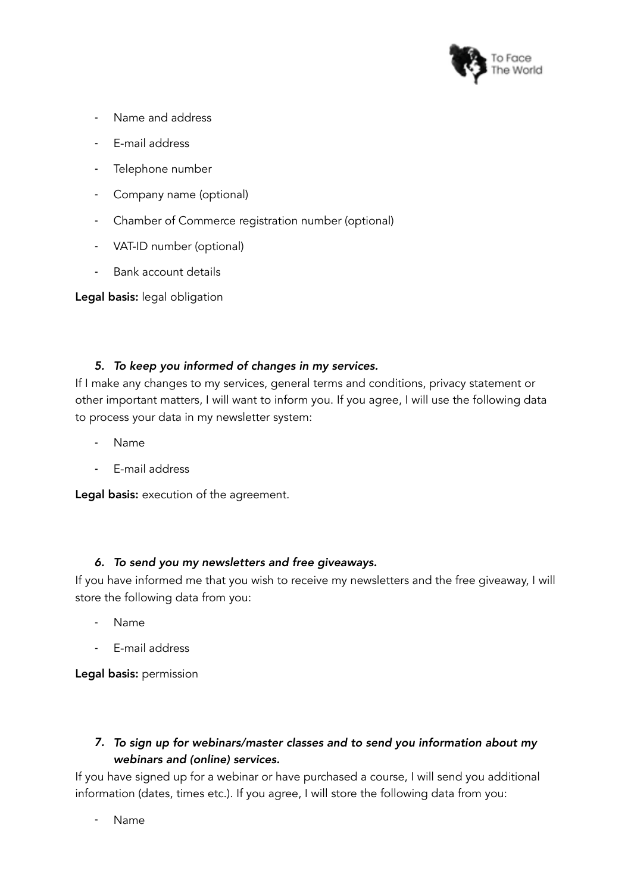- Name and address
- E-mail address
- Telephone number
- Company name (optional)
- Chamber of Commerce registration number (optional)
- VAT-ID number (optional)
- Bank account details

**Legal basis:** legal obligation

5. ***To keep you informed of changes in my services.***

If I make any changes to my services, general terms and conditions, privacy statement or other important matters, I will want to inform you. If you agree, I will use the following data to process your data in my newsletter system:

- Name
- E-mail address

**Legal basis:** execution of the agreement.

6. ***To send you my newsletters and free giveaways.***

If you have informed me that you wish to receive my newsletters and the free giveaway, I will store the following data from you:

- Name
- E-mail address

**Legal basis:** permission

7. ***To sign up for webinars/master classes and to send you information about my webinars and (online) services.***

If you have signed up for a webinar or have purchased a course, I will send you additional information (dates, times etc.). If you agree, I will store the following data from you:

- Name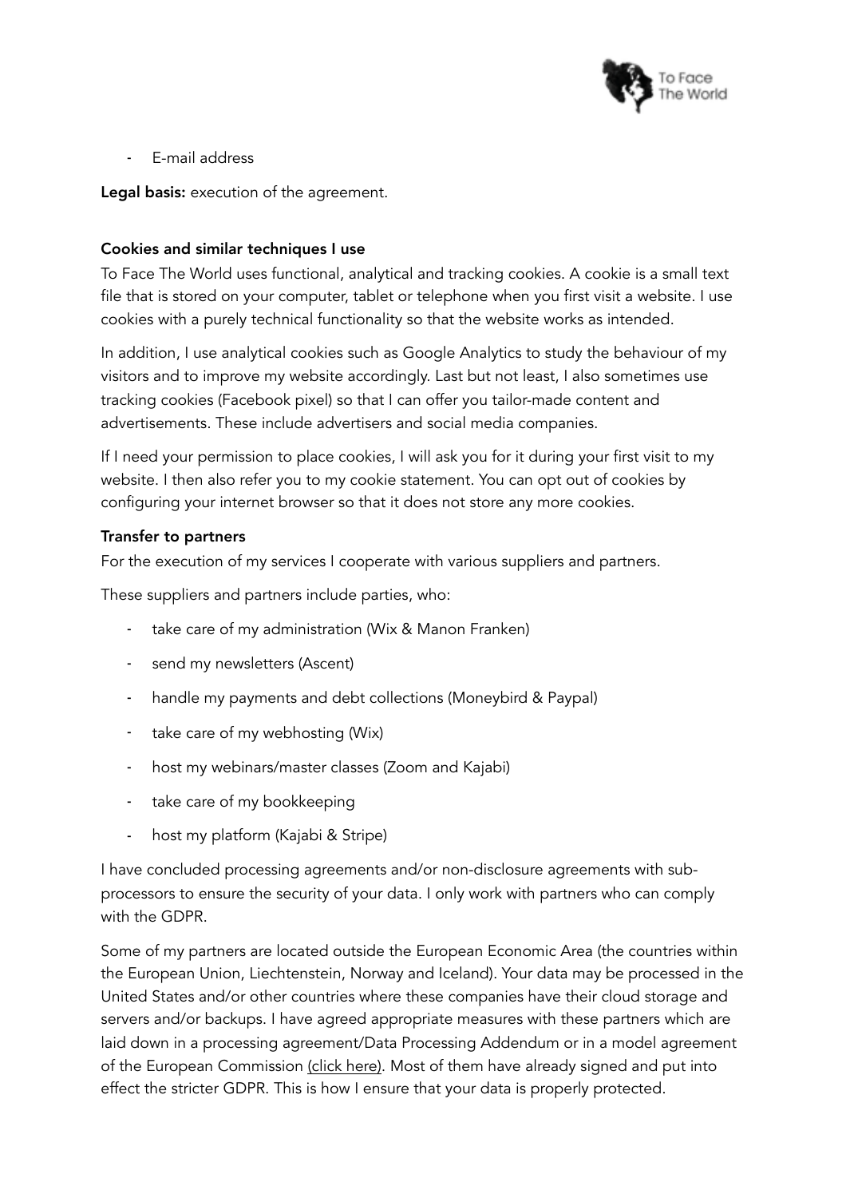- E-mail address

**Legal basis:** execution of the agreement.

**Cookies and similar techniques I use**

To Face The World uses functional, analytical and tracking cookies. A cookie is a small text file that is stored on your computer, tablet or telephone when you first visit a website. I use cookies with a purely technical functionality so that the website works as intended.

In addition, I use analytical cookies such as Google Analytics to study the behaviour of my visitors and to improve my website accordingly. Last but not least, I also sometimes use tracking cookies (Facebook pixel) so that I can offer you tailor-made content and advertisements. These include advertisers and social media companies.

If I need your permission to place cookies, I will ask you for it during your first visit to my website. I then also refer you to my cookie statement. You can opt out of cookies by configuring your internet browser so that it does not store any more cookies.

**Transfer to partners**

For the execution of my services I cooperate with various suppliers and partners.

These suppliers and partners include parties, who:

- take care of my administration (Wix & Manon Franken)
- send my newsletters (Ascent)
- handle my payments and debt collections (Moneybird & Paypal)
- take care of my webhosting (Wix)
- host my webinars/master classes (Zoom and Kajabi)
- take care of my bookkeeping
- host my platform (Kajabi & Stripe)

I have concluded processing agreements and/or non-disclosure agreements with sub-processors to ensure the security of your data. I only work with partners who can comply with the GDPR.

Some of my partners are located outside the European Economic Area (the countries within the European Union, Liechtenstein, Norway and Iceland). Your data may be processed in the United States and/or other countries where these companies have their cloud storage and servers and/or backups. I have agreed appropriate measures with these partners which are laid down in a processing agreement/Data Processing Addendum or in a model agreement of the European Commission (click here). Most of them have already signed and put into effect the stricter GDPR. This is how I ensure that your data is properly protected.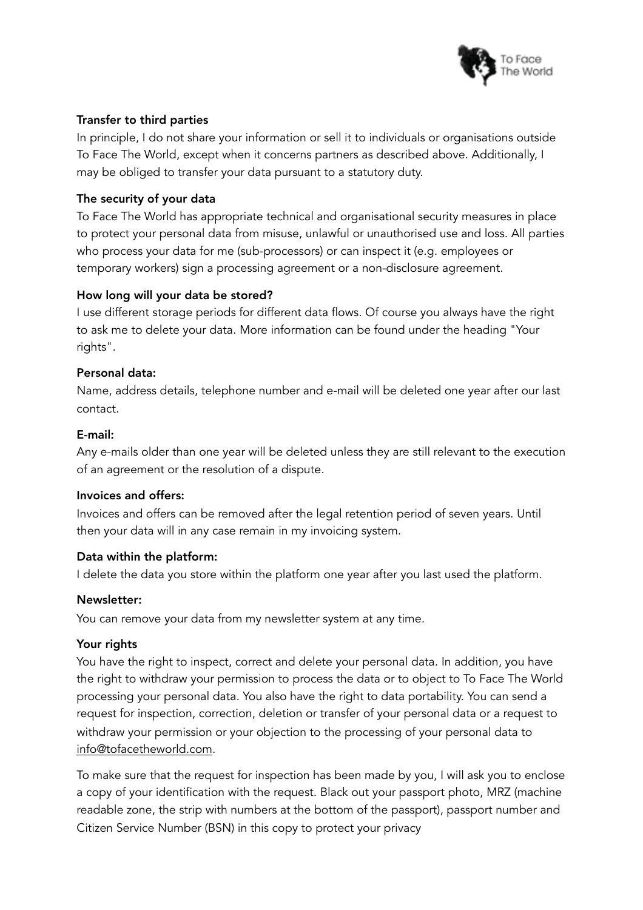**Transfer to third parties**

In principle, I do not share your information or sell it to individuals or organisations outside To Face The World, except when it concerns partners as described above. Additionally, I may be obliged to transfer your data pursuant to a statutory duty.

**The security of your data**

To Face The World has appropriate technical and organisational security measures in place to protect your personal data from misuse, unlawful or unauthorised use and loss. All parties who process your data for me (sub-processors) or can inspect it (e.g. employees or temporary workers) sign a processing agreement or a non-disclosure agreement.

**How long will your data be stored?**

I use different storage periods for different data flows. Of course you always have the right to ask me to delete your data. More information can be found under the heading "Your rights".

**Personal data:**

Name, address details, telephone number and e-mail will be deleted one year after our last contact.

**E-mail:**

Any e-mails older than one year will be deleted unless they are still relevant to the execution of an agreement or the resolution of a dispute.

**Invoices and offers:**

Invoices and offers can be removed after the legal retention period of seven years. Until then your data will in any case remain in my invoicing system.

**Data within the platform:**

I delete the data you store within the platform one year after you last used the platform.

**Newsletter:**

You can remove your data from my newsletter system at any time.

**Your rights**

You have the right to inspect, correct and delete your personal data. In addition, you have the right to withdraw your permission to process the data or to object to To Face The World processing your personal data. You also have the right to data portability. You can send a request for inspection, correction, deletion or transfer of your personal data or a request to withdraw your permission or your objection to the processing of your personal data to info@tofacetheworld.com.

To make sure that the request for inspection has been made by you, I will ask you to enclose a copy of your identification with the request. Black out your passport photo, MRZ (machine readable zone, the strip with numbers at the bottom of the passport), passport number and Citizen Service Number (BSN) in this copy to protect your privacy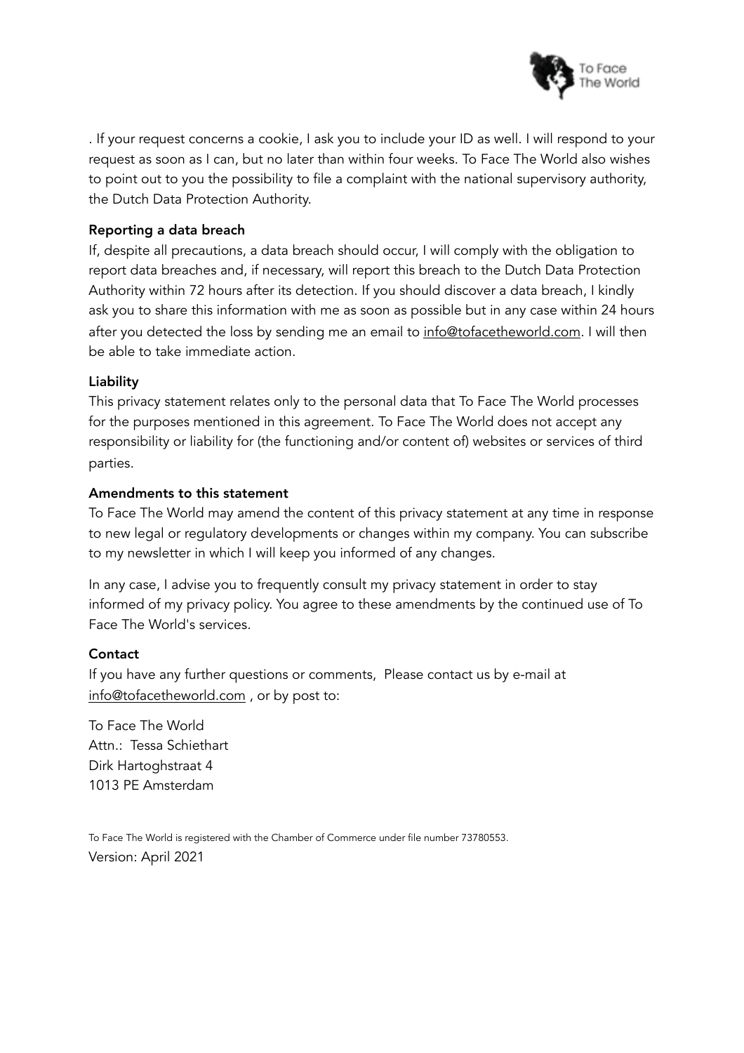. If your request concerns a cookie, I ask you to include your ID as well. I will respond to your request as soon as I can, but no later than within four weeks. To Face The World also wishes to point out to you the possibility to file a complaint with the national supervisory authority, the Dutch Data Protection Authority.

**Reporting a data breach**

If, despite all precautions, a data breach should occur, I will comply with the obligation to report data breaches and, if necessary, will report this breach to the Dutch Data Protection Authority within 72 hours after its detection. If you should discover a data breach, I kindly ask you to share this information with me as soon as possible but in any case within 24 hours after you detected the loss by sending me an email to info@tofacetheworld.com. I will then be able to take immediate action.

**Liability**

This privacy statement relates only to the personal data that To Face The World processes for the purposes mentioned in this agreement. To Face The World does not accept any responsibility or liability for (the functioning and/or content of) websites or services of third parties.

**Amendments to this statement**

To Face The World may amend the content of this privacy statement at any time in response to new legal or regulatory developments or changes within my company. You can subscribe to my newsletter in which I will keep you informed of any changes.

In any case, I advise you to frequently consult my privacy statement in order to stay informed of my privacy policy. You agree to these amendments by the continued use of To Face The World's services.

**Contact**

If you have any further questions or comments, Please contact us by e-mail at info@tofacetheworld.com , or by post to:

To Face The World
Attn.: Tessa Schiethart
Dirk Hartoghstraat 4
1013 PE Amsterdam

To Face The World is registered with the Chamber of Commerce under file number 73780553.

Version: April 2021